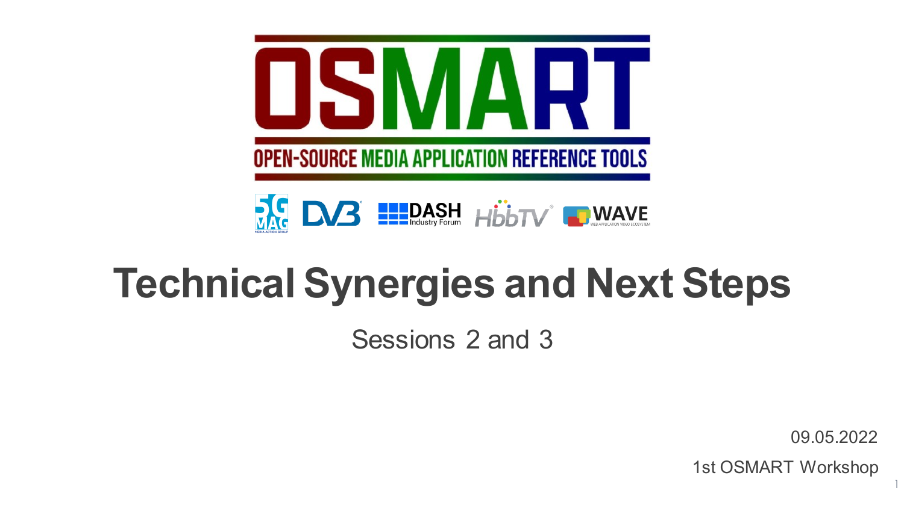# OSMART

OPEN-SOURCE MEDIA APPLICATION REFERENCE TOOLS

5G MAG · DVB · DASH Industry Forum · HbbTV · WAVE

# Technical Synergies and Next Steps

Sessions 2 and 3

09.05.2022

1st OSMART Workshop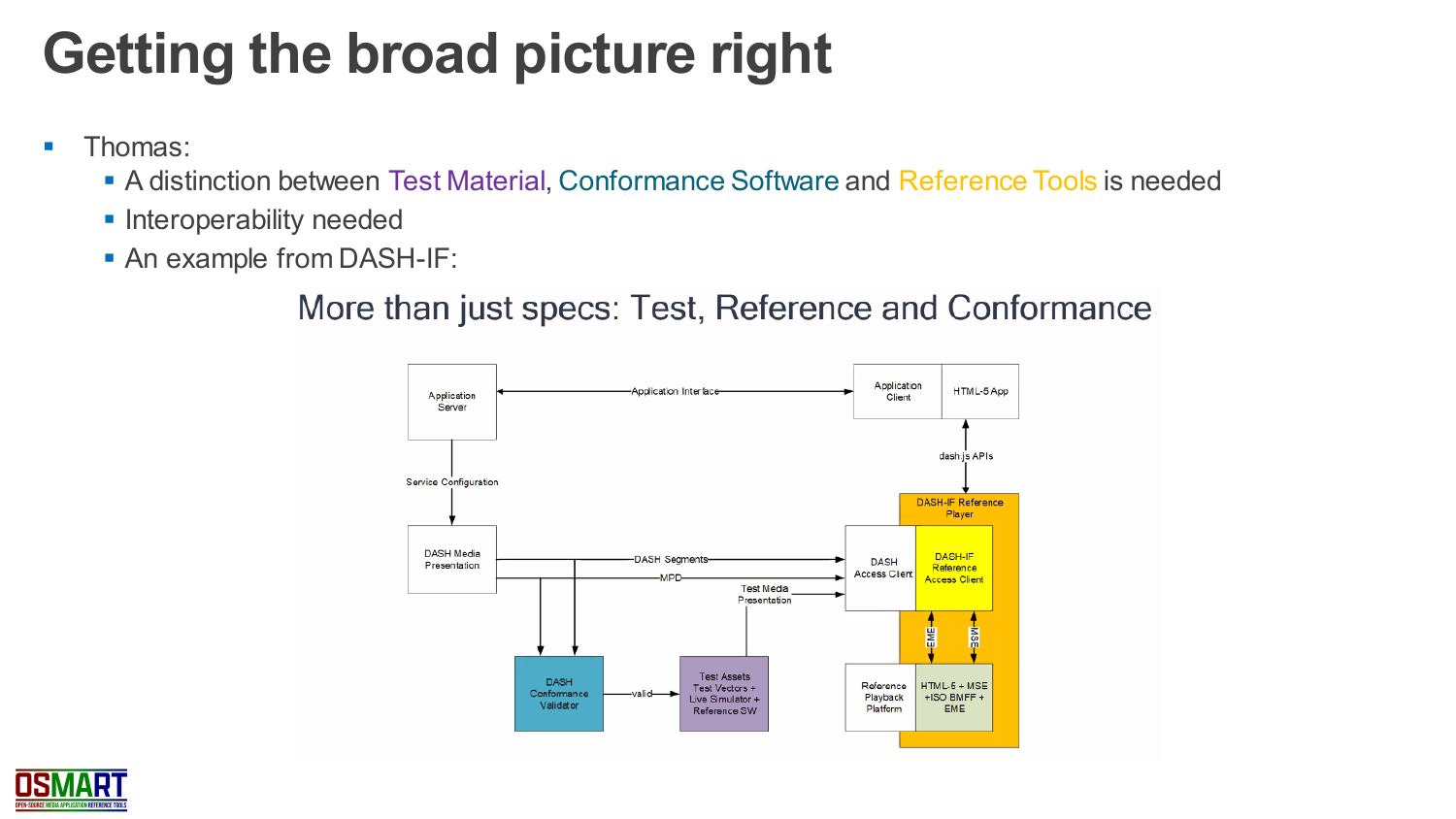# Getting the broad picture right

- Thomas:
  - A distinction between Test Material, Conformance Software and Reference Tools is needed
  - Interoperability needed
  - An example from DASH-IF:

More than just specs: Test, Reference and Conformance

Application Server

Application Interface

Application Client

HTML-5 App

dash.js APIs

Service Configuration

DASH-IF Reference Player

DASH Media Presentation

DASH Segments

MPD

DASH Access Client

DASH-IF Reference Access Client

Test Media Presentation

EME

MSE

DASH Conformance Validator

valid

Test Assets Test Vectors + Live Simulator + Reference SW

Reference Playback Platform

HTML-5 + MSE +ISO BMFF + EME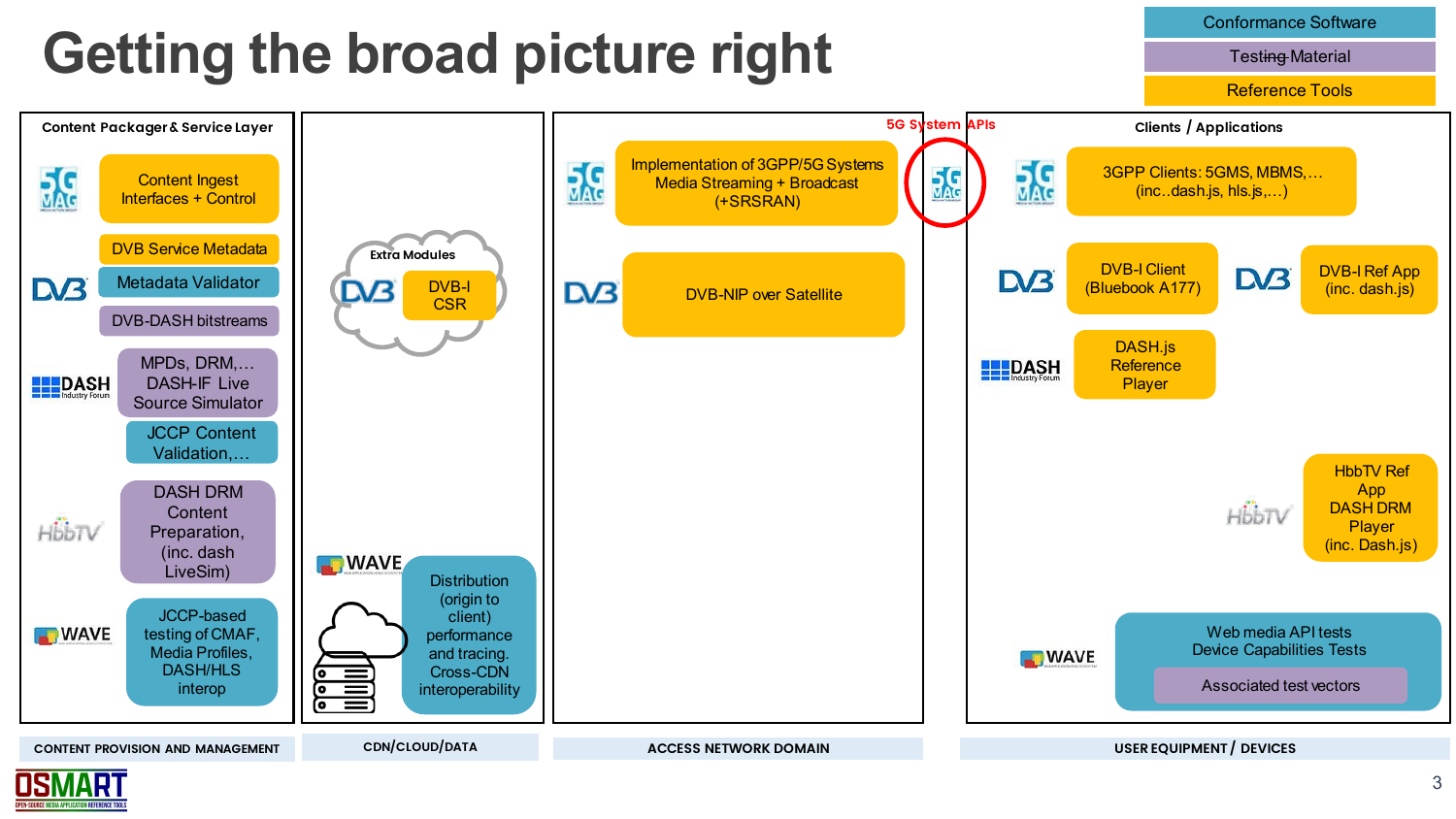# Getting the broad picture right

**Legend:**
- Conformance Software
- Testing Material
- Reference Tools

## CONTENT PROVISION AND MANAGEMENT

**Content Packager & Service Layer**

- **5G MAG**
  - Content Ingest Interfaces + Control
- **DVB**
  - DVB Service Metadata
  - Metadata Validator
  - DVB-DASH bitstreams
- **DASH Industry Forum**
  - MPDs, DRM,… DASH-IF Live Source Simulator
  - JCCP Content Validation,…
- **HbbTV**
  - DASH DRM Content Preparation, (inc. dash LiveSim)
- **WAVE**
  - JCCP-based testing of CMAF, Media Profiles, DASH/HLS interop

## CDN/CLOUD/DATA

**Extra Modules**

- **DVB**
  - DVB-I CSR
- **WAVE**
  - Distribution (origin to client) performance and tracing. Cross-CDN interoperability

## ACCESS NETWORK DOMAIN

- **5G MAG**
  - Implementation of 3GPP/5G Systems Media Streaming + Broadcast (+SRSRAN)
- **DVB**
  - DVB-NIP over Satellite

**5G System APIs** (5G MAG)

## USER EQUIPMENT / DEVICES

**Clients / Applications**

- **5G MAG**
  - 3GPP Clients: 5GMS, MBMS,… (inc..dash.js, hls.js,…)
- **DVB**
  - DVB-I Client (Bluebook A177)
  - DVB-I Ref App (inc. dash.js)
- **DASH Industry Forum**
  - DASH.js Reference Player
- **HbbTV**
  - HbbTV Ref App DASH DRM Player (inc. Dash.js)
- **WAVE**
  - Web media API tests Device Capabilities Tests
    - Associated test vectors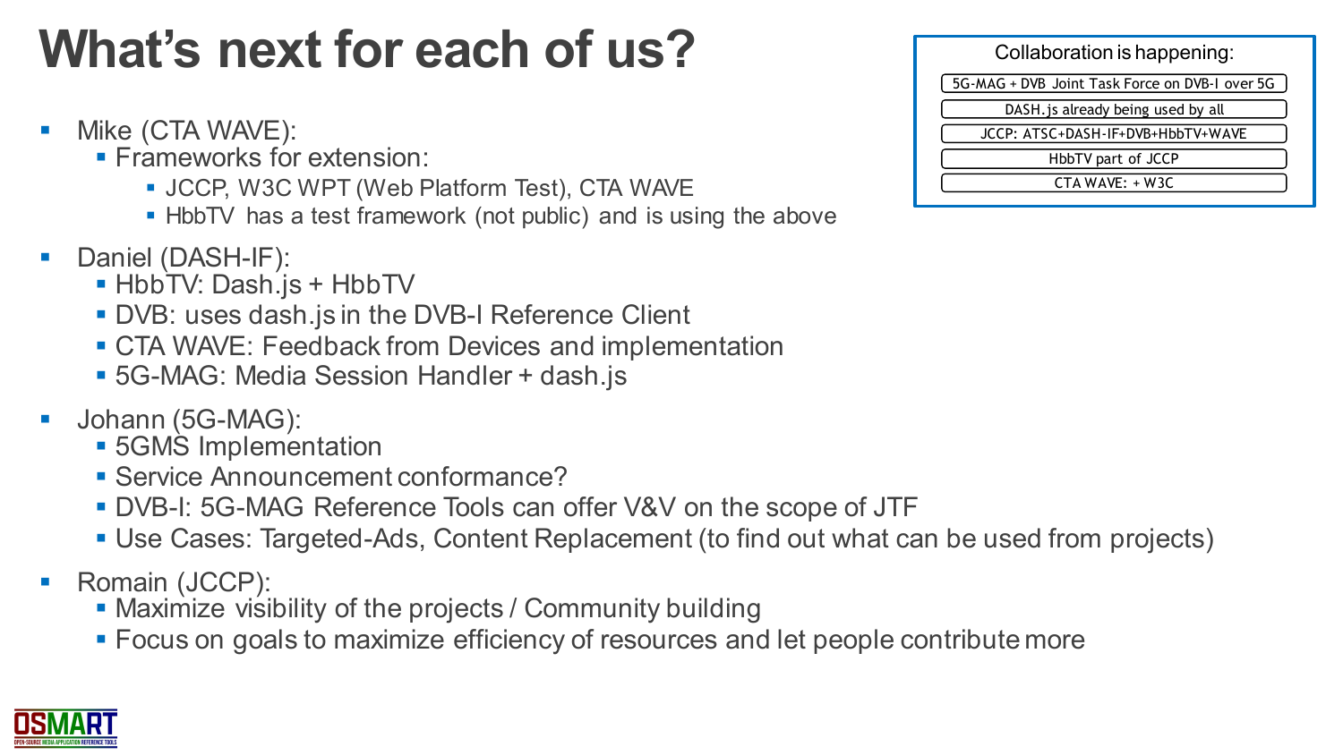# What's next for each of us?

Collaboration is happening:

- 5G-MAG + DVB Joint Task Force on DVB-I over 5G
- DASH.js already being used by all
- JCCP: ATSC+DASH-IF+DVB+HbbTV+WAVE
- HbbTV part of JCCP
- CTA WAVE: + W3C

- Mike (CTA WAVE):
  - Frameworks for extension:
    - JCCP, W3C WPT (Web Platform Test), CTA WAVE
    - HbbTV has a test framework (not public) and is using the above
- Daniel (DASH-IF):
  - HbbTV: Dash.js + HbbTV
  - DVB: uses dash.js in the DVB-I Reference Client
  - CTA WAVE: Feedback from Devices and implementation
  - 5G-MAG: Media Session Handler + dash.js
- Johann (5G-MAG):
  - 5GMS Implementation
  - Service Announcement conformance?
  - DVB-I: 5G-MAG Reference Tools can offer V&V on the scope of JTF
  - Use Cases: Targeted-Ads, Content Replacement (to find out what can be used from projects)
- Romain (JCCP):
  - Maximize visibility of the projects / Community building
  - Focus on goals to maximize efficiency of resources and let people contribute more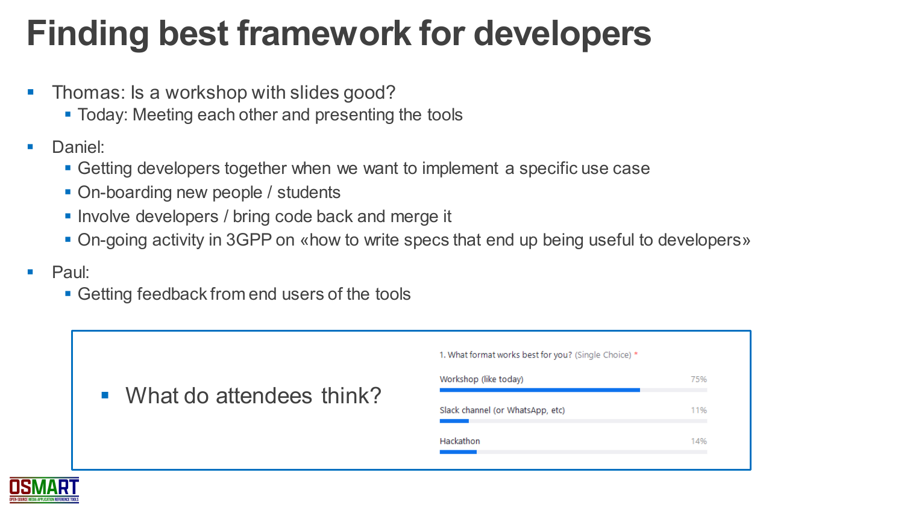# Finding best framework for developers

- Thomas: Is a workshop with slides good?
  - Today: Meeting each other and presenting the tools
- Daniel:
  - Getting developers together when we want to implement a specific use case
  - On-boarding new people / students
  - Involve developers / bring code back and merge it
  - On-going activity in 3GPP on «how to write specs that end up being useful to developers»
- Paul:
  - Getting feedback from end users of the tools

- What do attendees think?

1. What format works best for you? (Single Choice) *

| Option | Percentage |
| --- | --- |
| Workshop (like today) | 75% |
| Slack channel (or WhatsApp, etc) | 11% |
| Hackathon | 14% |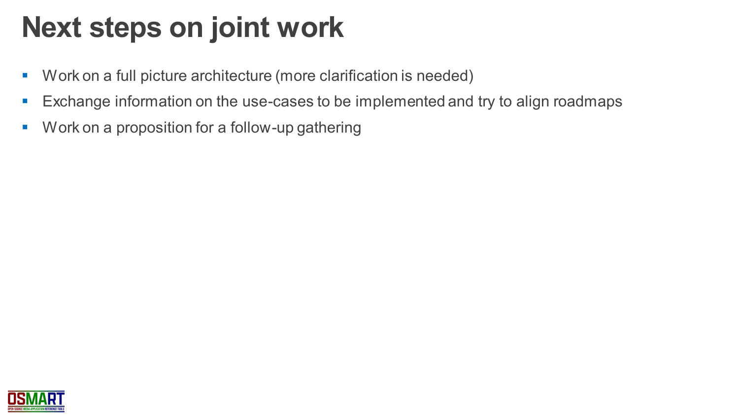# Next steps on joint work

- Work on a full picture architecture (more clarification is needed)
- Exchange information on the use-cases to be implemented and try to align roadmaps
- Work on a proposition for a follow-up gathering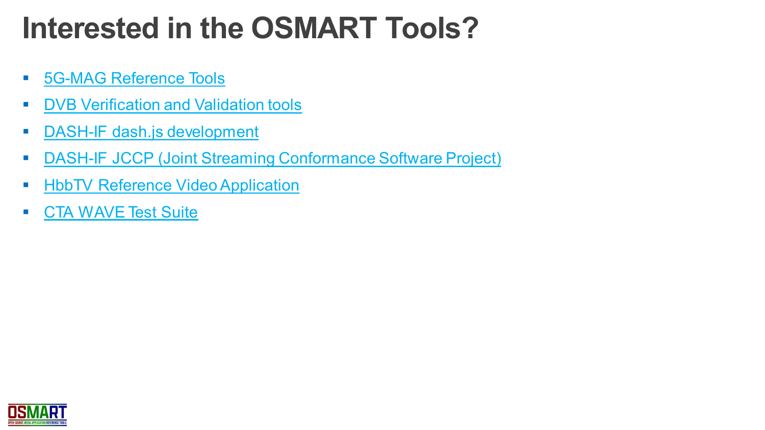# Interested in the OSMART Tools?

- 5G-MAG Reference Tools
- DVB Verification and Validation tools
- DASH-IF dash.js development
- DASH-IF JCCP (Joint Streaming Conformance Software Project)
- HbbTV Reference Video Application
- CTA WAVE Test Suite